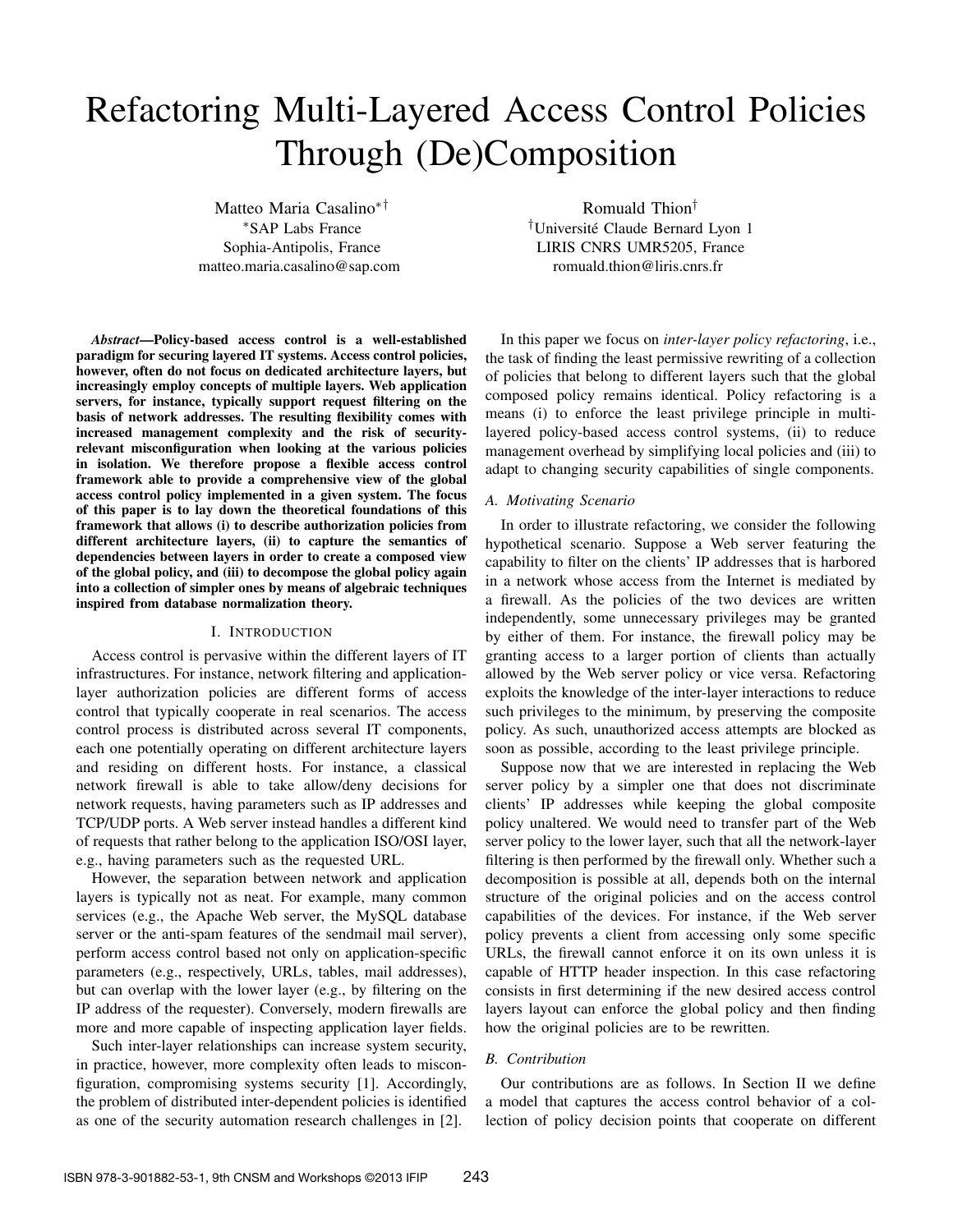# Refactoring Multi-Layered Access Control Policies Through (De)Composition

Matteo Maria Casalino[*][†]
[*]SAP Labs France
Sophia-Antipolis, France
matteo.maria.casalino@sap.com

Romuald Thion[†]
[†]Université Claude Bernard Lyon 1
LIRIS CNRS UMR5205, France
romuald.thion@liris.cnrs.fr

***Abstract*—Policy-based access control is a well-established paradigm for securing layered IT systems. Access control policies, however, often do not focus on dedicated architecture layers, but increasingly employ concepts of multiple layers. Web application servers, for instance, typically support request filtering on the basis of network addresses. The resulting flexibility comes with increased management complexity and the risk of security-relevant misconfiguration when looking at the various policies in isolation. We therefore propose a flexible access control framework able to provide a comprehensive view of the global access control policy implemented in a given system. The focus of this paper is to lay down the theoretical foundations of this framework that allows (i) to describe authorization policies from different architecture layers, (ii) to capture the semantics of dependencies between layers in order to create a composed view of the global policy, and (iii) to decompose the global policy again into a collection of simpler ones by means of algebraic techniques inspired from database normalization theory.**

## I. Introduction

Access control is pervasive within the different layers of IT infrastructures. For instance, network filtering and application-layer authorization policies are different forms of access control that typically cooperate in real scenarios. The access control process is distributed across several IT components, each one potentially operating on different architecture layers and residing on different hosts. For instance, a classical network firewall is able to take allow/deny decisions for network requests, having parameters such as IP addresses and TCP/UDP ports. A Web server instead handles a different kind of requests that rather belong to the application ISO/OSI layer, e.g., having parameters such as the requested URL.

However, the separation between network and application layers is typically not as neat. For example, many common services (e.g., the Apache Web server, the MySQL database server or the anti-spam features of the sendmail mail server), perform access control based not only on application-specific parameters (e.g., respectively, URLs, tables, mail addresses), but can overlap with the lower layer (e.g., by filtering on the IP address of the requester). Conversely, modern firewalls are more and more capable of inspecting application layer fields.

Such inter-layer relationships can increase system security, in practice, however, more complexity often leads to misconfiguration, compromising systems security [1]. Accordingly, the problem of distributed inter-dependent policies is identified as one of the security automation research challenges in [2].

In this paper we focus on *inter-layer policy refactoring*, i.e., the task of finding the least permissive rewriting of a collection of policies that belong to different layers such that the global composed policy remains identical. Policy refactoring is a means (i) to enforce the least privilege principle in multi-layered policy-based access control systems, (ii) to reduce management overhead by simplifying local policies and (iii) to adapt to changing security capabilities of single components.

### A. Motivating Scenario

In order to illustrate refactoring, we consider the following hypothetical scenario. Suppose a Web server featuring the capability to filter on the clients' IP addresses that is harbored in a network whose access from the Internet is mediated by a firewall. As the policies of the two devices are written independently, some unnecessary privileges may be granted by either of them. For instance, the firewall policy may be granting access to a larger portion of clients than actually allowed by the Web server policy or vice versa. Refactoring exploits the knowledge of the inter-layer interactions to reduce such privileges to the minimum, by preserving the composite policy. As such, unauthorized access attempts are blocked as soon as possible, according to the least privilege principle.

Suppose now that we are interested in replacing the Web server policy by a simpler one that does not discriminate clients' IP addresses while keeping the global composite policy unaltered. We would need to transfer part of the Web server policy to the lower layer, such that all the network-layer filtering is then performed by the firewall only. Whether such a decomposition is possible at all, depends both on the internal structure of the original policies and on the access control capabilities of the devices. For instance, if the Web server policy prevents a client from accessing only some specific URLs, the firewall cannot enforce it on its own unless it is capable of HTTP header inspection. In this case refactoring consists in first determining if the new desired access control layers layout can enforce the global policy and then finding how the original policies are to be rewritten.

### B. Contribution

Our contributions are as follows. In Section II we define a model that captures the access control behavior of a collection of policy decision points that cooperate on different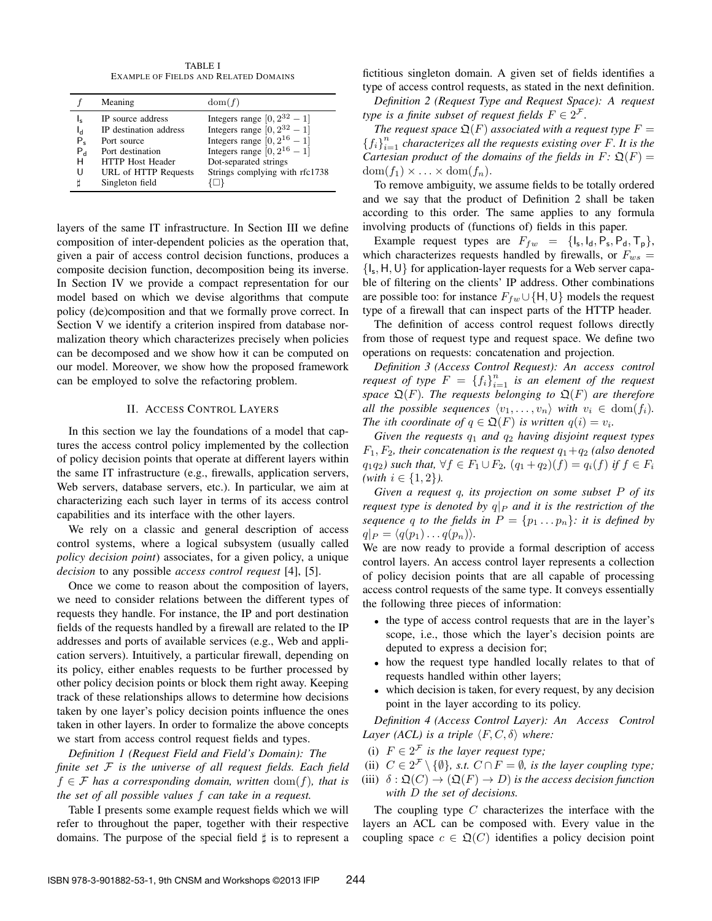TABLE I
EXAMPLE OF FIELDS AND RELATED DOMAINS

| $f$ | Meaning | $\mathrm{dom}(f)$ |
|---|---|---|
| $\mathsf{I_s}$ | IP source address | Integers range $[0, 2^{32} - 1]$ |
| $\mathsf{I_d}$ | IP destination address | Integers range $[0, 2^{32} - 1]$ |
| $\mathsf{P_s}$ | Port source | Integers range $[0, 2^{16} - 1]$ |
| $\mathsf{P_d}$ | Port destination | Integers range $[0, 2^{16} - 1]$ |
| $\mathsf{H}$ | HTTP Host Header | Dot-separated strings |
| $\mathsf{U}$ | URL of HTTP Requests | Strings complying with rfc1738 |
| $\sharp$ | Singleton field | $\{\square\}$ |

layers of the same IT infrastructure. In Section III we define composition of inter-dependent policies as the operation that, given a pair of access control decision functions, produces a composite decision function, decomposition being its inverse. In Section IV we provide a compact representation for our model based on which we devise algorithms that compute policy (de)composition and that we formally prove correct. In Section V we identify a criterion inspired from database normalization theory which characterizes precisely when policies can be decomposed and we show how it can be computed on our model. Moreover, we show how the proposed framework can be employed to solve the refactoring problem.

## II. Access Control Layers

In this section we lay the foundations of a model that captures the access control policy implemented by the collection of policy decision points that operate at different layers within the same IT infrastructure (e.g., firewalls, application servers, Web servers, database servers, etc.). In particular, we aim at characterizing each such layer in terms of its access control capabilities and its interface with the other layers.

We rely on a classic and general description of access control systems, where a logical subsystem (usually called *policy decision point*) associates, for a given policy, a unique *decision* to any possible *access control request* [4], [5].

Once we come to reason about the composition of layers, we need to consider relations between the different types of requests they handle. For instance, the IP and port destination fields of the requests handled by a firewall are related to the IP addresses and ports of available services (e.g., Web and application servers). Intuitively, a particular firewall, depending on its policy, either enables requests to be further processed by other policy decision points or block them right away. Keeping track of these relationships allows to determine how decisions taken by one layer's policy decision points influence the ones taken in other layers. In order to formalize the above concepts we start from access control request fields and types.

*Definition 1 (Request Field and Field's Domain): The finite set $\mathcal{F}$ is the universe of all request fields. Each field $f \in \mathcal{F}$ has a corresponding domain, written $\mathrm{dom}(f)$, that is the set of all possible values $f$ can take in a request.*

Table I presents some example request fields which we will refer to throughout the paper, together with their respective domains. The purpose of the special field $\sharp$ is to represent a fictitious singleton domain. A given set of fields identifies a type of access control requests, as stated in the next definition.

*Definition 2 (Request Type and Request Space): A request type is a finite subset of request fields $F \in 2^{\mathcal{F}}$.*

*The request space $\mathfrak{Q}(F)$ associated with a request type $F = \{f_i\}_{i=1}^{n}$ characterizes all the requests existing over $F$. It is the Cartesian product of the domains of the fields in $F$: $\mathfrak{Q}(F) = \mathrm{dom}(f_1) \times \ldots \times \mathrm{dom}(f_n)$.*

To remove ambiguity, we assume fields to be totally ordered and we say that the product of Definition 2 shall be taken according to this order. The same applies to any formula involving products of (functions of) fields in this paper.

Example request types are $F_{fw} = \{\mathsf{I_s}, \mathsf{I_d}, \mathsf{P_s}, \mathsf{P_d}, \mathsf{T_p}\}$, which characterizes requests handled by firewalls, or $F_{ws} = \{\mathsf{I_s}, \mathsf{H}, \mathsf{U}\}$ for application-layer requests for a Web server capable of filtering on the clients' IP address. Other combinations are possible too: for instance $F_{fw} \cup \{\mathsf{H}, \mathsf{U}\}$ models the request type of a firewall that can inspect parts of the HTTP header.

The definition of access control request follows directly from those of request type and request space. We define two operations on requests: concatenation and projection.

*Definition 3 (Access Control Request): An access control request of type $F = \{f_i\}_{i=1}^{n}$ is an element of the request space $\mathfrak{Q}(F)$. The requests belonging to $\mathfrak{Q}(F)$ are therefore all the possible sequences $\langle v_1, \ldots, v_n \rangle$ with $v_i \in \mathrm{dom}(f_i)$. The ith coordinate of $q \in \mathfrak{Q}(F)$ is written $q(i) = v_i$.*

*Given the requests $q_1$ and $q_2$ having disjoint request types $F_1, F_2$, their concatenation is the request $q_1 + q_2$ (also denoted $q_1 q_2$) such that, $\forall f \in F_1 \cup F_2$, $(q_1 + q_2)(f) = q_i(f)$ if $f \in F_i$ (with $i \in \{1, 2\}$).*

*Given a request $q$, its projection on some subset $P$ of its request type is denoted by $q|_P$ and it is the restriction of the sequence $q$ to the fields in $P = \{p_1 \ldots p_n\}$: it is defined by $q|_P = \langle q(p_1) \ldots q(p_n) \rangle$.*

We are now ready to provide a formal description of access control layers. An access control layer represents a collection of policy decision points that are all capable of processing access control requests of the same type. It conveys essentially the following three pieces of information:

- the type of access control requests that are in the layer's scope, i.e., those which the layer's decision points are deputed to express a decision for;
- how the request type handled locally relates to that of requests handled within other layers;
- which decision is taken, for every request, by any decision point in the layer according to its policy.

*Definition 4 (Access Control Layer): An Access Control Layer (ACL) is a triple $\langle F, C, \delta \rangle$ where:*

- (i) *$F \in 2^{\mathcal{F}}$ is the layer request type;*
- (ii) *$C \in 2^{\mathcal{F}} \setminus \{\emptyset\}$, s.t. $C \cap F = \emptyset$, is the layer coupling type;*
- (iii) *$\delta : \mathfrak{Q}(C) \to (\mathfrak{Q}(F) \to D)$ is the access decision function with $D$ the set of decisions.*

The coupling type $C$ characterizes the interface with the layers an ACL can be composed with. Every value in the coupling space $c \in \mathfrak{Q}(C)$ identifies a policy decision point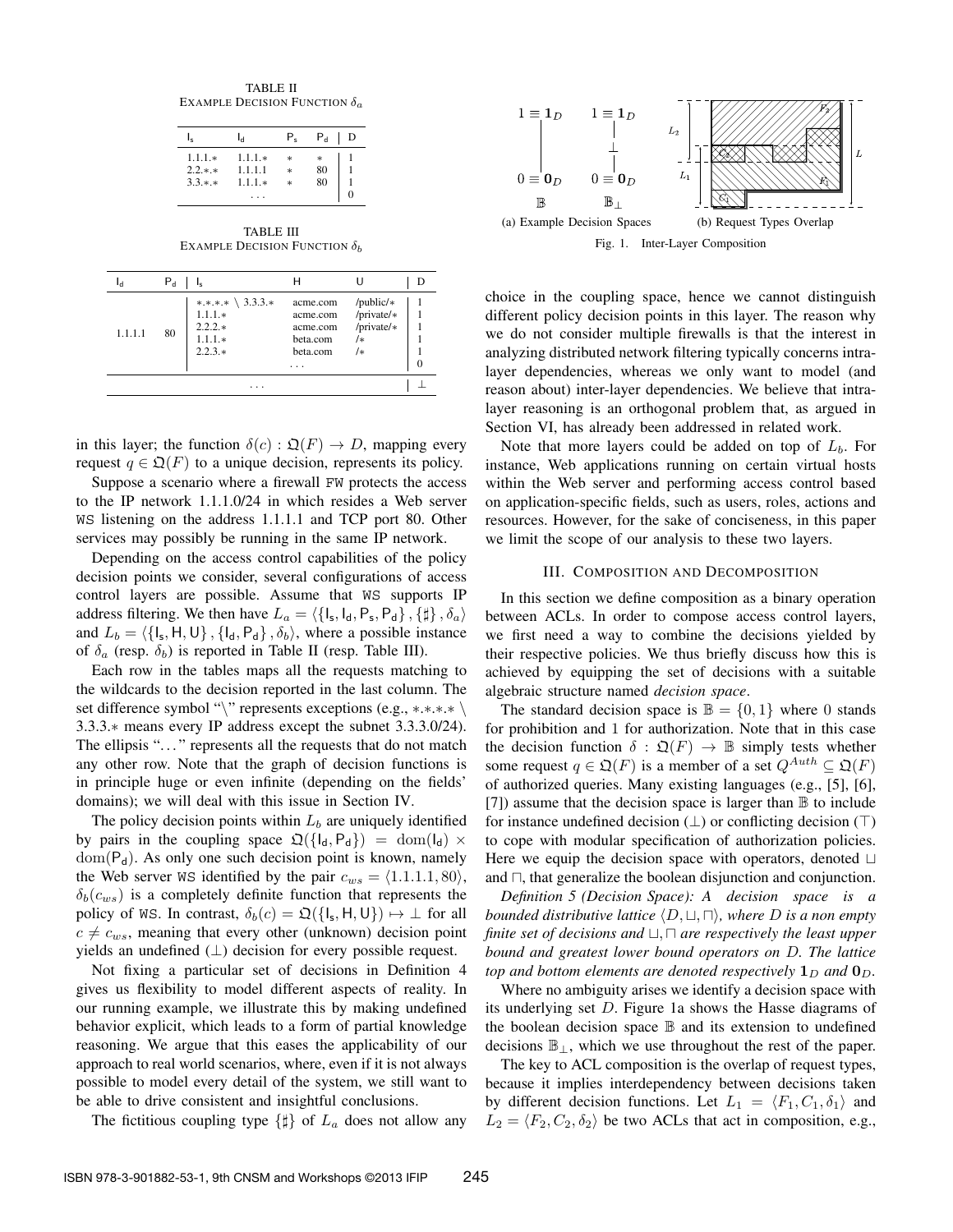TABLE II
EXAMPLE DECISION FUNCTION $\delta_a$

| $\mathsf{I_s}$ | $\mathsf{I_d}$ | $\mathsf{P_s}$ | $\mathsf{P_d}$ | D |
|---|---|---|---|---|
| 1.1.1.* | 1.1.1.* | * | * | 1 |
| 2.2.*.* | 1.1.1.1 | * | 80 | 1 |
| 3.3.*.* | 1.1.1.* | * | 80 | 1 |
| | . . . | | | 0 |

TABLE III
EXAMPLE DECISION FUNCTION $\delta_b$

| $\mathsf{I_d}$ | $\mathsf{P_d}$ | $\mathsf{I_s}$ | H | U | D |
|---|---|---|---|---|---|
| 1.1.1.1 | 80 | *.*.*.* \ 3.3.3.* | acme.com | /public/* | 1 |
| | | 1.1.1.* | acme.com | /private/* | 1 |
| | | 2.2.2.* | acme.com | /private/* | 1 |
| | | 1.1.1.* | beta.com | /* | 1 |
| | | 2.2.3.* | beta.com | /* | 1 |
| | | | . . . | | 0 |
| | | . . . | | | $\perp$ |

in this layer; the function $\delta(c) : \mathfrak{Q}(F) \to D$, mapping every request $q \in \mathfrak{Q}(F)$ to a unique decision, represents its policy.

Suppose a scenario where a firewall FW protects the access to the IP network 1.1.1.0/24 in which resides a Web server WS listening on the address 1.1.1.1 and TCP port 80. Other services may possibly be running in the same IP network.

Depending on the access control capabilities of the policy decision points we consider, several configurations of access control layers are possible. Assume that WS supports IP address filtering. We then have $L_a = \langle \{\mathsf{I_s}, \mathsf{I_d}, \mathsf{P_s}, \mathsf{P_d}\}, \{\sharp\}, \delta_a \rangle$ and $L_b = \langle \{\mathsf{I_s}, \mathsf{H}, \mathsf{U}\}, \{\mathsf{I_d}, \mathsf{P_d}\}, \delta_b \rangle$, where a possible instance of $\delta_a$ (resp. $\delta_b$) is reported in Table II (resp. Table III).

Each row in the tables maps all the requests matching to the wildcards to the decision reported in the last column. The set difference symbol "\" represents exceptions (e.g., *.*.*.* \ 3.3.3.* means every IP address except the subnet 3.3.3.0/24). The ellipsis "..." represents all the requests that do not match any other row. Note that the graph of decision functions is in principle huge or even infinite (depending on the fields' domains); we will deal with this issue in Section IV.

The policy decision points within $L_b$ are uniquely identified by pairs in the coupling space $\mathfrak{Q}(\{\mathsf{I_d}, \mathsf{P_d}\}) = \mathrm{dom}(\mathsf{I_d}) \times \mathrm{dom}(\mathsf{P_d})$. As only one such decision point is known, namely the Web server WS identified by the pair $c_{ws} = \langle 1.1.1.1, 80 \rangle$, $\delta_b(c_{ws})$ is a completely definite function that represents the policy of WS. In contrast, $\delta_b(c) = \mathfrak{Q}(\{\mathsf{I_s}, \mathsf{H}, \mathsf{U}\}) \mapsto \perp$ for all $c \neq c_{ws}$, meaning that every other (unknown) decision point yields an undefined ($\perp$) decision for every possible request.

Not fixing a particular set of decisions in Definition 4 gives us flexibility to model different aspects of reality. In our running example, we illustrate this by making undefined behavior explicit, which leads to a form of partial knowledge reasoning. We argue that this eases the applicability of our approach to real world scenarios, where, even if it is not always possible to model every detail of the system, we still want to be able to drive consistent and insightful conclusions.

The fictitious coupling type $\{\sharp\}$ of $L_a$ does not allow any choice in the coupling space, hence we cannot distinguish different policy decision points in this layer. The reason why we do not consider multiple firewalls is that the interest in analyzing distributed network filtering typically concerns intra-layer dependencies, whereas we only want to model (and reason about) inter-layer dependencies. We believe that intra-layer reasoning is an orthogonal problem that, as argued in Section VI, has already been addressed in related work.

Note that more layers could be added on top of $L_b$. For instance, Web applications running on certain virtual hosts within the Web server and performing access control based on application-specific fields, such as users, roles, actions and resources. However, for the sake of conciseness, in this paper we limit the scope of our analysis to these two layers.

(a) Example Decision Spaces (b) Request Types Overlap

Fig. 1. Inter-Layer Composition

## III. COMPOSITION AND DECOMPOSITION

In this section we define composition as a binary operation between ACLs. In order to compose access control layers, we first need a way to combine the decisions yielded by their respective policies. We thus briefly discuss how this is achieved by equipping the set of decisions with a suitable algebraic structure named *decision space*.

The standard decision space is $\mathbb{B} = \{0, 1\}$ where 0 stands for prohibition and 1 for authorization. Note that in this case the decision function $\delta : \mathfrak{Q}(F) \to \mathbb{B}$ simply tests whether some request $q \in \mathfrak{Q}(F)$ is a member of a set $Q^{Auth} \subseteq \mathfrak{Q}(F)$ of authorized queries. Many existing languages (e.g., [5], [6], [7]) assume that the decision space is larger than $\mathbb{B}$ to include for instance undefined decision ($\perp$) or conflicting decision ($\top$) to cope with modular specification of authorization policies. Here we equip the decision space with operators, denoted $\sqcup$ and $\sqcap$, that generalize the boolean disjunction and conjunction.

*Definition 5 (Decision Space): A decision space is a bounded distributive lattice $\langle D, \sqcup, \sqcap \rangle$, where $D$ is a non empty finite set of decisions and $\sqcup, \sqcap$ are respectively the least upper bound and greatest lower bound operators on $D$. The lattice top and bottom elements are denoted respectively $\mathbf{1}_D$ and $\mathbf{0}_D$.*

Where no ambiguity arises we identify a decision space with its underlying set $D$. Figure 1a shows the Hasse diagrams of the boolean decision space $\mathbb{B}$ and its extension to undefined decisions $\mathbb{B}_\perp$, which we use throughout the rest of the paper.

The key to ACL composition is the overlap of request types, because it implies interdependency between decisions taken by different decision functions. Let $L_1 = \langle F_1, C_1, \delta_1 \rangle$ and $L_2 = \langle F_2, C_2, \delta_2 \rangle$ be two ACLs that act in composition, e.g.,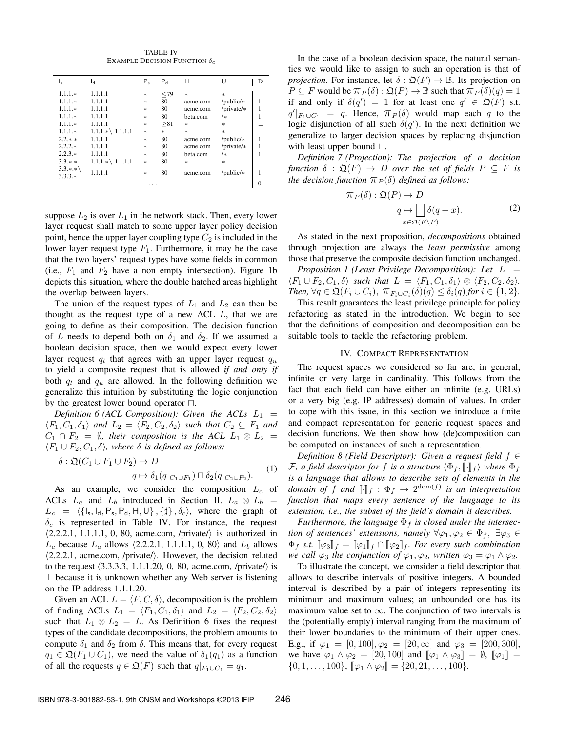TABLE IV
EXAMPLE DECISION FUNCTION $\delta_c$

| $\mathsf{I_s}$ | $\mathsf{I_d}$ | $\mathsf{P_s}$ | $\mathsf{P_d}$ | H | U | D |
|---|---|---|---|---|---|---|
| 1.1.1.* | 1.1.1.1 | * | ≤79 | * | * | ⊥ |
| 1.1.1.* | 1.1.1.1 | * | 80 | acme.com | /public/* | 1 |
| 1.1.1.* | 1.1.1.1 | * | 80 | acme.com | /private/* | 1 |
| 1.1.1.* | 1.1.1.1 | * | 80 | beta.com | /* | 1 |
| 1.1.1.* | 1.1.1.1 | * | ≥81 | * | * | ⊥ |
| 1.1.1.* | 1.1.1.*\ 1.1.1.1 | * | * | * | * | ⊥ |
| 2.2.*.* | 1.1.1.1 | * | 80 | acme.com | /public/* | 1 |
| 2.2.2.* | 1.1.1.1 | * | 80 | acme.com | /private/* | 1 |
| 2.2.3.* | 1.1.1.1 | * | 80 | beta.com | /* | 1 |
| 3.3.*.* | 1.1.1.*\ 1.1.1.1 | * | 80 | * | * | ⊥ |
| 3.3.*.*\ 3.3.3.* | 1.1.1.1 | * | 80 | acme.com | /public/* | 1 |
| | | ... | | | | 0 |

suppose $L_2$ is over $L_1$ in the network stack. Then, every lower layer request shall match to some upper layer policy decision point, hence the upper layer coupling type $C_2$ is included in the lower layer request type $F_1$. Furthermore, it may be the case that the two layers' request types have some fields in common (i.e., $F_1$ and $F_2$ have a non empty intersection). Figure 1b depicts this situation, where the double hatched areas highlight the overlap between layers.

The union of the request types of $L_1$ and $L_2$ can then be thought as the request type of a new ACL $L$, that we are going to define as their composition. The decision function of $L$ needs to depend both on $\delta_1$ and $\delta_2$. If we assumed a boolean decision space, then we would expect every lower layer request $q_l$ that agrees with an upper layer request $q_u$ to yield a composite request that is allowed *if and only if* both $q_l$ and $q_u$ are allowed. In the following definition we generalize this intuition by substituting the logic conjunction by the greatest lower bound operator $\sqcap$.

*Definition 6 (ACL Composition): Given the ACLs $L_1 = \langle F_1, C_1, \delta_1\rangle$ and $L_2 = \langle F_2, C_2, \delta_2\rangle$ such that $C_2 \subseteq F_1$ and $C_1 \cap F_2 = \emptyset$, their composition is the ACL $L_1 \otimes L_2 = \langle F_1 \cup F_2, C_1, \delta\rangle$, where $\delta$ is defined as follows:*

$$\begin{aligned}\delta : \mathfrak{Q}(C_1 \cup F_1 \cup F_2) &\to D \\ q &\mapsto \delta_1(q|_{C_1\cup F_1}) \sqcap \delta_2(q|_{C_2\cup F_2}).\end{aligned} \tag{1}$$

As an example, we consider the composition $L_c$ of ACLs $L_a$ and $L_b$ introduced in Section II. $L_a \otimes L_b = L_c = \langle\{\mathsf{I_s}, \mathsf{I_d}, \mathsf{P_s}, \mathsf{P_d}, \mathsf{H}, \mathsf{U}\}, \{\sharp\}, \delta_c\rangle$, where the graph of $\delta_c$ is represented in Table IV. For instance, the request $\langle$2.2.2.1, 1.1.1.1, 0, 80, acme.com, /private/$\rangle$ is authorized in $L_c$ because $L_a$ allows $\langle$2.2.2.1, 1.1.1.1, 0, 80$\rangle$ and $L_b$ allows $\langle$2.2.2.1, acme.com, /private/$\rangle$. However, the decision related to the request $\langle$3.3.3.3, 1.1.1.20, 0, 80, acme.com, /private/$\rangle$ is $\perp$ because it is unknown whether any Web server is listening on the IP address 1.1.1.20.

Given an ACL $L = \langle F, C, \delta\rangle$, decomposition is the problem of finding ACLs $L_1 = \langle F_1, C_1, \delta_1\rangle$ and $L_2 = \langle F_2, C_2, \delta_2\rangle$ such that $L_1 \otimes L_2 = L$. As Definition 6 fixes the request types of the candidate decompositions, the problem amounts to compute $\delta_1$ and $\delta_2$ from $\delta$. This means that, for every request $q_1 \in \mathfrak{Q}(F_1 \cup C_1)$, we need the value of $\delta_1(q_1)$ as a function of all the requests $q \in \mathfrak{Q}(F)$ such that $q|_{F_1\cup C_1} = q_1$.

In the case of a boolean decision space, the natural semantics we would like to assign to such an operation is that of *projection*. For instance, let $\delta : \mathfrak{Q}(F) \to \mathbb{B}$. Its projection on $P \subseteq F$ would be $\pi_P(\delta) : \mathfrak{Q}(P) \to \mathbb{B}$ such that $\pi_P(\delta)(q) = 1$ if and only if $\delta(q') = 1$ for at least one $q' \in \mathfrak{Q}(F)$ s.t. $q'|_{F_1\cup C_1} = q$. Hence, $\pi_P(\delta)$ would map each $q$ to the logic disjunction of all such $\delta(q')$. In the next definition we generalize to larger decision spaces by replacing disjunction with least upper bound $\sqcup$.

*Definition 7 (Projection): The projection of a decision function $\delta : \mathfrak{Q}(F) \to D$ over the set of fields $P \subseteq F$ is the decision function $\pi_P(\delta)$ defined as follows:*

$$\begin{aligned}\pi_P(\delta) : \mathfrak{Q}(P) &\to D \\ q &\mapsto \bigsqcup_{x\in\mathfrak{Q}(F\setminus P)} \delta(q + x).\end{aligned} \tag{2}$$

As stated in the next proposition, *decompositions* obtained through projection are always the *least permissive* among those that preserve the composite decision function unchanged.

*Proposition 1 (Least Privilege Decomposition): Let $L = \langle F_1 \cup F_2, C_1, \delta\rangle$ such that $L = \langle F_1, C_1, \delta_1\rangle \otimes \langle F_2, C_2, \delta_2\rangle$. Then, $\forall q \in \mathfrak{Q}(F_i \cup C_i)$, $\pi_{F_i\cup C_i}(\delta)(q) \le \delta_i(q)$ for $i \in \{1, 2\}$.*

This result guarantees the least privilege principle for policy refactoring as stated in the introduction. We begin to see that the definitions of composition and decomposition can be suitable tools to tackle the refactoring problem.

## IV. Compact Representation

The request spaces we considered so far are, in general, infinite or very large in cardinality. This follows from the fact that each field can have either an infinite (e.g. URLs) or a very big (e.g. IP addresses) domain of values. In order to cope with this issue, in this section we introduce a finite and compact representation for generic request spaces and decision functions. We then show how (de)composition can be computed on instances of such a representation.

*Definition 8 (Field Descriptor): Given a request field $f \in \mathcal{F}$, a field descriptor for $f$ is a structure $\langle \Phi_f, [\![\cdot]\!]_f\rangle$ where $\Phi_f$ is a language that allows to describe sets of elements in the domain of $f$ and $[\![\cdot]\!]_f : \Phi_f \to 2^{\mathrm{dom}(f)}$ is an interpretation function that maps every sentence of the language to its extension, i.e., the subset of the field's domain it describes.*

*Furthermore, the language $\Phi_f$ is closed under the intersection of sentences' extensions, namely $\forall\varphi_1, \varphi_2 \in \Phi_f$, $\exists\varphi_3 \in \Phi_f$ s.t. $[\![\varphi_3]\!]_f = [\![\varphi_1]\!]_f \cap [\![\varphi_2]\!]_f$. For every such combination we call $\varphi_3$ the conjunction of $\varphi_1, \varphi_2$, written $\varphi_3 = \varphi_1 \wedge \varphi_2$.*

To illustrate the concept, we consider a field descriptor that allows to describe intervals of positive integers. A bounded interval is described by a pair of integers representing its minimum and maximum values; an unbounded one has its maximum value set to $\infty$. The conjunction of two intervals is the (potentially empty) interval ranging from the maximum of their lower boundaries to the minimum of their upper ones. E.g., if $\varphi_1 = [0, 100], \varphi_2 = [20, \infty]$ and $\varphi_3 = [200, 300]$, we have $\varphi_1 \wedge \varphi_2 = [20, 100]$ and $[\![\varphi_1 \wedge \varphi_3]\!] = \emptyset$, $[\![\varphi_1]\!] = \{0, 1, \ldots, 100\}$, $[\![\varphi_1 \wedge \varphi_2]\!] = \{20, 21, \ldots, 100\}$.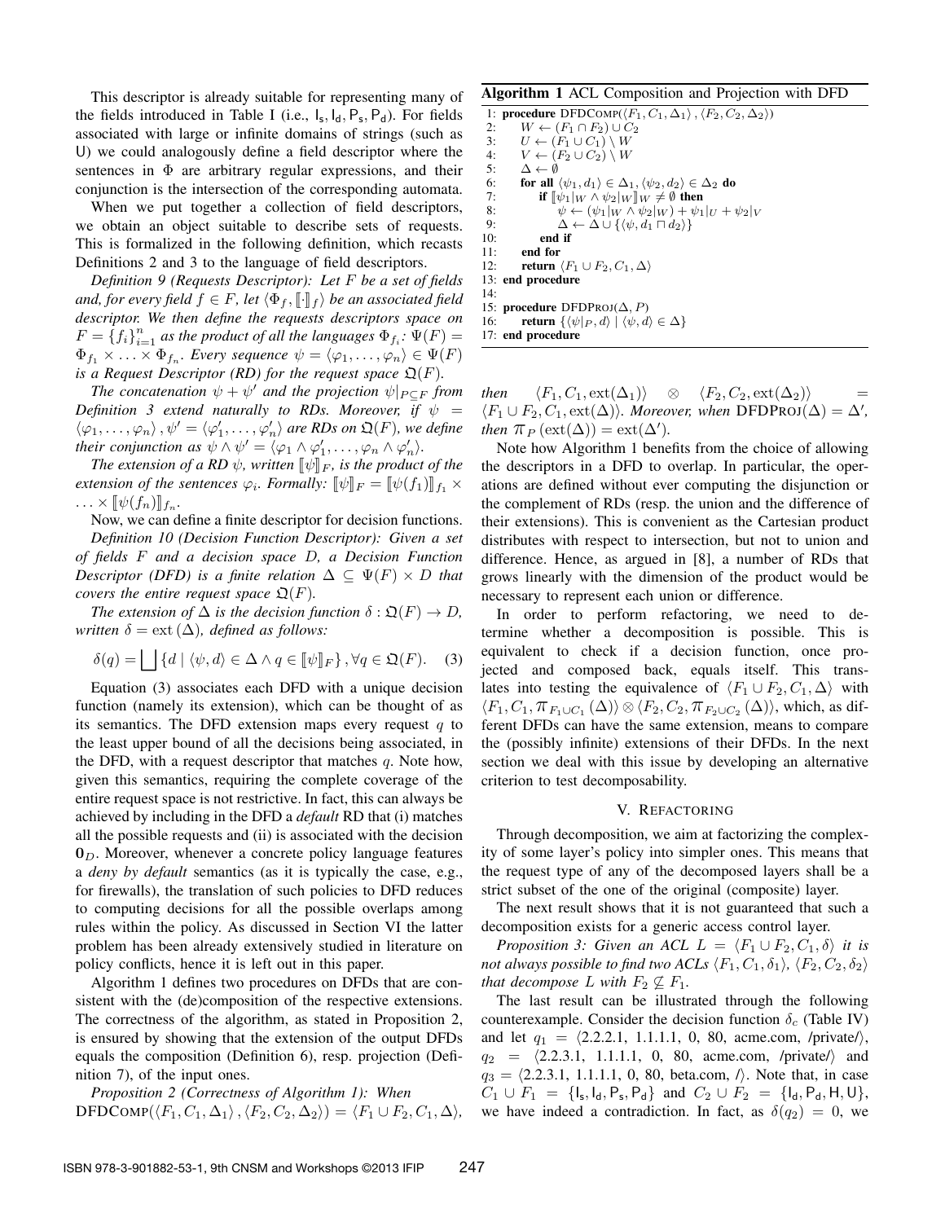This descriptor is already suitable for representing many of the fields introduced in Table I (i.e., $\mathsf{I_s}, \mathsf{I_d}, \mathsf{P_s}, \mathsf{P_d}$). For fields associated with large or infinite domains of strings (such as U) we could analogously define a field descriptor where the sentences in $\Phi$ are arbitrary regular expressions, and their conjunction is the intersection of the corresponding automata.

When we put together a collection of field descriptors, we obtain an object suitable to describe sets of requests. This is formalized in the following definition, which recasts Definitions 2 and 3 to the language of field descriptors.

*Definition 9 (Requests Descriptor): Let $F$ be a set of fields and, for every field $f \in F$, let $\langle \Phi_f, [\![\cdot]\!]_f \rangle$ be an associated field descriptor. We then define the requests descriptors space on $F = \{f_i\}_{i=1}^n$ as the product of all the languages $\Phi_{f_i}$: $\Psi(F) = \Phi_{f_1} \times \ldots \times \Phi_{f_n}$. Every sequence $\psi = \langle \varphi_1, \ldots, \varphi_n \rangle \in \Psi(F)$ is a Request Descriptor (RD) for the request space $\mathfrak{Q}(F)$.*

*The concatenation $\psi + \psi'$ and the projection $\psi|_{P \subseteq F}$ from Definition 3 extend naturally to RDs. Moreover, if $\psi = \langle \varphi_1, \ldots, \varphi_n \rangle, \psi' = \langle \varphi'_1, \ldots, \varphi'_n \rangle$ are RDs on $\mathfrak{Q}(F)$, we define their conjunction as $\psi \wedge \psi' = \langle \varphi_1 \wedge \varphi'_1, \ldots, \varphi_n \wedge \varphi'_n \rangle$.*

*The extension of a RD $\psi$, written $[\![\psi]\!]_F$, is the product of the extension of the sentences $\varphi_i$. Formally: $[\![\psi]\!]_F = [\![\psi(f_1)]\!]_{f_1} \times \ldots \times [\![\psi(f_n)]\!]_{f_n}$.*

Now, we can define a finite descriptor for decision functions.

*Definition 10 (Decision Function Descriptor): Given a set of fields $F$ and a decision space $D$, a Decision Function Descriptor (DFD) is a finite relation $\Delta \subseteq \Psi(F) \times D$ that covers the entire request space $\mathfrak{Q}(F)$.*

*The extension of $\Delta$ is the decision function $\delta : \mathfrak{Q}(F) \to D$, written $\delta = \mathrm{ext}(\Delta)$, defined as follows:*

$$\delta(q) = \bigsqcup \{d \mid \langle \psi, d \rangle \in \Delta \wedge q \in [\![\psi]\!]_F\}, \forall q \in \mathfrak{Q}(F). \quad (3)$$

Equation (3) associates each DFD with a unique decision function (namely its extension), which can be thought of as its semantics. The DFD extension maps every request $q$ to the least upper bound of all the decisions being associated, in the DFD, with a request descriptor that matches $q$. Note how, given this semantics, requiring the complete coverage of the entire request space is not restrictive. In fact, this can always be achieved by including in the DFD a *default* RD that (i) matches all the possible requests and (ii) is associated with the decision $\mathbf{0}_D$. Moreover, whenever a concrete policy language features a *deny by default* semantics (as it is typically the case, e.g., for firewalls), the translation of such policies to DFD reduces to computing decisions for all the possible overlaps among rules within the policy. As discussed in Section VI the latter problem has been already extensively studied in literature on policy conflicts, hence it is left out in this paper.

Algorithm 1 defines two procedures on DFDs that are consistent with the (de)composition of the respective extensions. The correctness of the algorithm, as stated in Proposition 2, is ensured by showing that the extension of the output DFDs equals the composition (Definition 6), resp. projection (Definition 7), of the input ones.

**Algorithm 1** ACL Composition and Projection with DFD

```
1:  procedure DFDCOMP(⟨F1, C1, Δ1⟩, ⟨F2, C2, Δ2⟩)
2:      W ← (F1 ∩ F2) ∪ C2
3:      U ← (F1 ∪ C1) \ W
4:      V ← (F2 ∪ C2) \ W
5:      Δ ← ∅
6:      for all ⟨ψ1, d1⟩ ∈ Δ1, ⟨ψ2, d2⟩ ∈ Δ2 do
7:          if [[ψ1|W ∧ ψ2|W]]W ≠ ∅ then
8:              ψ ← (ψ1|W ∧ ψ2|W) + ψ1|U + ψ2|V
9:              Δ ← Δ ∪ {⟨ψ, d1 ⊓ d2⟩}
10:         end if
11:     end for
12:     return ⟨F1 ∪ F2, C1, Δ⟩
13: end procedure
14:
15: procedure DFDPROJ(Δ, P)
16:     return {⟨ψ|P, d⟩ | ⟨ψ, d⟩ ∈ Δ}
17: end procedure
```

*Proposition 2 (Correctness of Algorithm 1): When $\mathrm{DFDCOMP}(\langle F_1, C_1, \Delta_1 \rangle, \langle F_2, C_2, \Delta_2 \rangle) = \langle F_1 \cup F_2, C_1, \Delta \rangle$, then $\langle F_1, C_1, \mathrm{ext}(\Delta_1) \rangle \otimes \langle F_2, C_2, \mathrm{ext}(\Delta_2) \rangle = \langle F_1 \cup F_2, C_1, \mathrm{ext}(\Delta) \rangle$. Moreover, when $\mathrm{DFDPROJ}(\Delta) = \Delta'$, then $\pi_P(\mathrm{ext}(\Delta)) = \mathrm{ext}(\Delta')$.*

Note how Algorithm 1 benefits from the choice of allowing the descriptors in a DFD to overlap. In particular, the operations are defined without ever computing the disjunction or the complement of RDs (resp. the union and the difference of their extensions). This is convenient as the Cartesian product distributes with respect to intersection, but not to union and difference. Hence, as argued in [8], a number of RDs that grows linearly with the dimension of the product would be necessary to represent each union or difference.

In order to perform refactoring, we need to determine whether a decomposition is possible. This is equivalent to check if a decision function, once projected and composed back, equals itself. This translates into testing the equivalence of $\langle F_1 \cup F_2, C_1, \Delta \rangle$ with $\langle F_1, C_1, \pi_{F_1 \cup C_1}(\Delta) \rangle \otimes \langle F_2, C_2, \pi_{F_2 \cup C_2}(\Delta) \rangle$, which, as different DFDs can have the same extension, means to compare the (possibly infinite) extensions of their DFDs. In the next section we deal with this issue by developing an alternative criterion to test decomposability.

## V. Refactoring

Through decomposition, we aim at factorizing the complexity of some layer's policy into simpler ones. This means that the request type of any of the decomposed layers shall be a strict subset of the one of the original (composite) layer.

The next result shows that it is not guaranteed that such a decomposition exists for a generic access control layer.

*Proposition 3: Given an ACL $L = \langle F_1 \cup F_2, C_1, \delta \rangle$ it is not always possible to find two ACLs $\langle F_1, C_1, \delta_1 \rangle$, $\langle F_2, C_2, \delta_2 \rangle$ that decompose $L$ with $F_2 \not\subseteq F_1$.*

The last result can be illustrated through the following counterexample. Consider the decision function $\delta_c$ (Table IV) and let $q_1 = \langle$2.2.2.1, 1.1.1.1, 0, 80, acme.com, /private/$\rangle$, $q_2 = \langle$2.2.3.1, 1.1.1.1, 0, 80, acme.com, /private/$\rangle$ and $q_3 = \langle$2.2.3.1, 1.1.1.1, 0, 80, beta.com, /$\rangle$. Note that, in case $C_1 \cup F_1 = \{\mathsf{I_s}, \mathsf{I_d}, \mathsf{P_s}, \mathsf{P_d}\}$ and $C_2 \cup F_2 = \{\mathsf{I_d}, \mathsf{P_d}, \mathsf{H}, \mathsf{U}\}$, we have indeed a contradiction. In fact, as $\delta(q_2) = 0$, we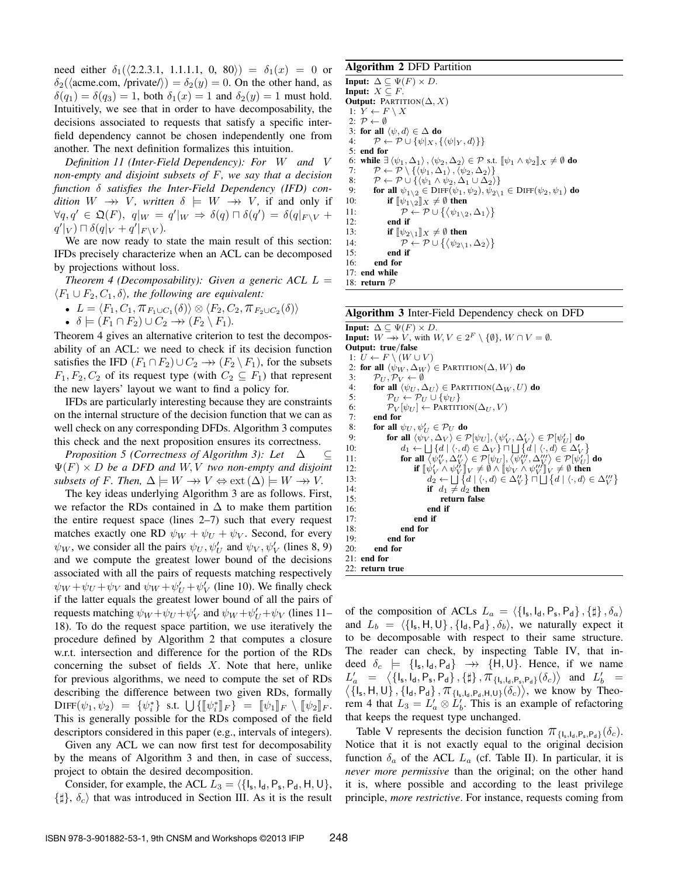need either $\delta_1(\langle 2.2.3.1,\ 1.1.1.1,\ 0,\ 80\rangle) = \delta_1(x) = 0$ or $\delta_2(\langle \text{acme.com, /private/}\rangle) = \delta_2(y) = 0$. On the other hand, as $\delta(q_1) = \delta(q_3) = 1$, both $\delta_1(x) = 1$ and $\delta_2(y) = 1$ must hold. Intuitively, we see that in order to have decomposability, the decisions associated to requests that satisfy a specific inter-field dependency cannot be chosen independently one from another. The next definition formalizes this intuition.

*Definition 11 (Inter-Field Dependency): For $W$ and $V$ non-empty and disjoint subsets of $F$, we say that a decision function $\delta$ satisfies the Inter-Field Dependency (IFD) condition $W \twoheadrightarrow V$, written $\delta \models W \twoheadrightarrow V$, if and only if $\forall q, q' \in \mathfrak{Q}(F),\ q|_W = q'|_W \Rightarrow \delta(q) \sqcap \delta(q') = \delta(q|_{F\setminus V} + q'|_V) \sqcap \delta(q'|_V + q'|_{F\setminus V})$.*

We are now ready to state the main result of this section: IFDs precisely characterize when an ACL can be decomposed by projections without loss.

*Theorem 4 (Decomposability): Given a generic ACL $L = \langle F_1 \cup F_2, C_1, \delta\rangle$, the following are equivalent:*

- $L = \langle F_1, C_1, \pi_{F_1 \cup C_1}(\delta)\rangle \otimes \langle F_2, C_2, \pi_{F_2 \cup C_2}(\delta)\rangle$
- $\delta \models (F_1 \cap F_2) \cup C_2 \twoheadrightarrow (F_2 \setminus F_1)$.

Theorem 4 gives an alternative criterion to test the decomposability of an ACL: we need to check if its decision function satisfies the IFD $(F_1 \cap F_2) \cup C_2 \twoheadrightarrow (F_2 \setminus F_1)$, for the subsets $F_1, F_2, C_2$ of its request type (with $C_2 \subseteq F_1$) that represent the new layers' layout we want to find a policy for.

IFDs are particularly interesting because they are constraints on the internal structure of the decision function that we can as well check on any corresponding DFDs. Algorithm 3 computes this check and the next proposition ensures its correctness.

*Proposition 5 (Correctness of Algorithm 3): Let $\Delta \subseteq \Psi(F) \times D$ be a DFD and $W, V$ two non-empty and disjoint subsets of $F$. Then, $\Delta \models W \twoheadrightarrow V \Leftrightarrow \text{ext}(\Delta) \models W \twoheadrightarrow V$.*

The key ideas underlying Algorithm 3 are as follows. First, we refactor the RDs contained in $\Delta$ to make them partition the entire request space (lines 2–7) such that every request matches exactly one RD $\psi_W + \psi_U + \psi_V$. Second, for every $\psi_W$, we consider all the pairs $\psi_U, \psi'_U$ and $\psi_V, \psi'_V$ (lines 8, 9) and we compute the greatest lower bound of the decisions associated with all the pairs of requests matching respectively $\psi_W + \psi_U + \psi_V$ and $\psi_W + \psi'_U + \psi'_V$ (line 10). We finally check if the latter equals the greatest lower bound of all the pairs of requests matching $\psi_W + \psi_U + \psi'_V$ and $\psi_W + \psi'_U + \psi_V$ (lines 11–18). To do the request space partition, we use iteratively the procedure defined by Algorithm 2 that computes a closure w.r.t. intersection and difference for the portion of the RDs concerning the subset of fields $X$. Note that here, unlike for previous algorithms, we need to compute the set of RDs describing the difference between two given RDs, formally $\text{DIFF}(\psi_1, \psi_2) = \{\psi_i^*\}$ s.t. $\bigcup\{[\![\psi_i^*]\!]_F\} = [\![\psi_1]\!]_F \setminus [\![\psi_2]\!]_F$. This is generally possible for the RDs composed of the field descriptors considered in this paper (e.g., intervals of integers).

Given any ACL we can now first test for decomposability by the means of Algorithm 3 and then, in case of success, project to obtain the desired decomposition.

Consider, for example, the ACL $L_3 = \langle\{\mathsf{I_s}, \mathsf{I_d}, \mathsf{P_s}, \mathsf{P_d}, \mathsf{H}, \mathsf{U}\}, \{\sharp\}, \delta_c\rangle$ that was introduced in Section III. As it is the result

**Algorithm 2** DFD Partition

```
Input: Δ ⊆ Ψ(F) × D.
Input: X ⊆ F.
Output: PARTITION(Δ, X)
 1: Y ← F \ X
 2: P ← ∅
 3: for all ⟨ψ, d⟩ ∈ Δ do
 4:     P ← P ∪ {ψ|_X, {⟨ψ|_Y, d⟩}}
 5: end for
 6: while ∃ ⟨ψ1, Δ1⟩, ⟨ψ2, Δ2⟩ ∈ P s.t. [[ψ1 ∧ ψ2]]_X ≠ ∅ do
 7:     P ← P \ {⟨ψ1, Δ1⟩, ⟨ψ2, Δ2⟩}
 8:     P ← P ∪ {⟨ψ1 ∧ ψ2, Δ1 ∪ Δ2⟩}
 9:     for all ψ1\2 ∈ DIFF(ψ1, ψ2), ψ2\1 ∈ DIFF(ψ2, ψ1) do
10:         if [[ψ1\2]]_X ≠ ∅ then
11:             P ← P ∪ {⟨ψ1\2, Δ1⟩}
12:         end if
13:         if [[ψ2\1]]_X ≠ ∅ then
14:             P ← P ∪ {⟨ψ2\1, Δ2⟩}
15:         end if
16:     end for
17: end while
18: return P
```

**Algorithm 3** Inter-Field Dependency check on DFD

```
Input: Δ ⊆ Ψ(F) × D.
Input: W ↠ V, with W, V ∈ 2^F \ {∅}, W ∩ V = ∅.
Output: true/false
 1: U ← F \ (W ∪ V)
 2: for all ⟨ψ_W, Δ_W⟩ ∈ PARTITION(Δ, W) do
 3:     P_U, P_V ← ∅
 4:     for all ⟨ψ_U, Δ_U⟩ ∈ PARTITION(Δ_W, U) do
 5:         P_U ← P_U ∪ {ψ_U}
 6:         P_V[ψ_U] ← PARTITION(Δ_U, V)
 7:     end for
 8:     for all ψ_U, ψ'_U ∈ P_U do
 9:         for all ⟨ψ_V, Δ_V⟩ ∈ P[ψ_U], ⟨ψ'_V, Δ'_V⟩ ∈ P[ψ'_U] do
10:             d1 ← ⊔{d | ⟨·, d⟩ ∈ Δ_V} ⊓ ⊔{d | ⟨·, d⟩ ∈ Δ'_V}
11:             for all ⟨ψ''_V, Δ''_V⟩ ∈ P[ψ_U], ⟨ψ'''_V, Δ'''_V⟩ ∈ P[ψ'_U] do
12:                 if [[ψ'_V ∧ ψ''_V]]_V ≠ ∅ ∧ [[ψ_V ∧ ψ'''_V]]_V ≠ ∅ then
13:                     d2 ← ⊔{d | ⟨·, d⟩ ∈ Δ''_V} ⊓ ⊔{d | ⟨·, d⟩ ∈ Δ'''_V}
14:                     if d1 ≠ d2 then
15:                         return false
16:                     end if
17:                 end if
18:             end for
19:         end for
20:     end for
21: end for
22: return true
```

of the composition of ACLs $L_a = \langle\{\mathsf{I_s}, \mathsf{I_d}, \mathsf{P_s}, \mathsf{P_d}\}, \{\sharp\}, \delta_a\rangle$ and $L_b = \langle\{\mathsf{I_s}, \mathsf{H}, \mathsf{U}\}, \{\mathsf{I_d}, \mathsf{P_d}\}, \delta_b\rangle$, we naturally expect it to be decomposable with respect to their same structure. The reader can check, by inspecting Table IV, that indeed $\delta_c \models \{\mathsf{I_s}, \mathsf{I_d}, \mathsf{P_d}\} \twoheadrightarrow \{\mathsf{H}, \mathsf{U}\}$. Hence, if we name $L'_a = \langle\{\mathsf{I_s}, \mathsf{I_d}, \mathsf{P_s}, \mathsf{P_d}\}, \{\sharp\}, \pi_{\{\mathsf{I_s}, \mathsf{I_d}, \mathsf{P_s}, \mathsf{P_d}\}}(\delta_c)\rangle$ and $L'_b = \langle\{\mathsf{I_s}, \mathsf{H}, \mathsf{U}\}, \{\mathsf{I_d}, \mathsf{P_d}\}, \pi_{\{\mathsf{I_s}, \mathsf{I_d}, \mathsf{P_d}, \mathsf{H}, \mathsf{U}\}}(\delta_c)\rangle$, we know by Theorem 4 that $L_3 = L'_a \otimes L'_b$. This is an example of refactoring that keeps the request type unchanged.

Table V represents the decision function $\pi_{\{\mathsf{I_s}, \mathsf{I_d}, \mathsf{P_s}, \mathsf{P_d}\}}(\delta_c)$. Notice that it is not exactly equal to the original decision function $\delta_a$ of the ACL $L_a$ (cf. Table II). In particular, it is *never more permissive* than the original; on the other hand it is, where possible and according to the least privilege principle, *more restrictive*. For instance, requests coming from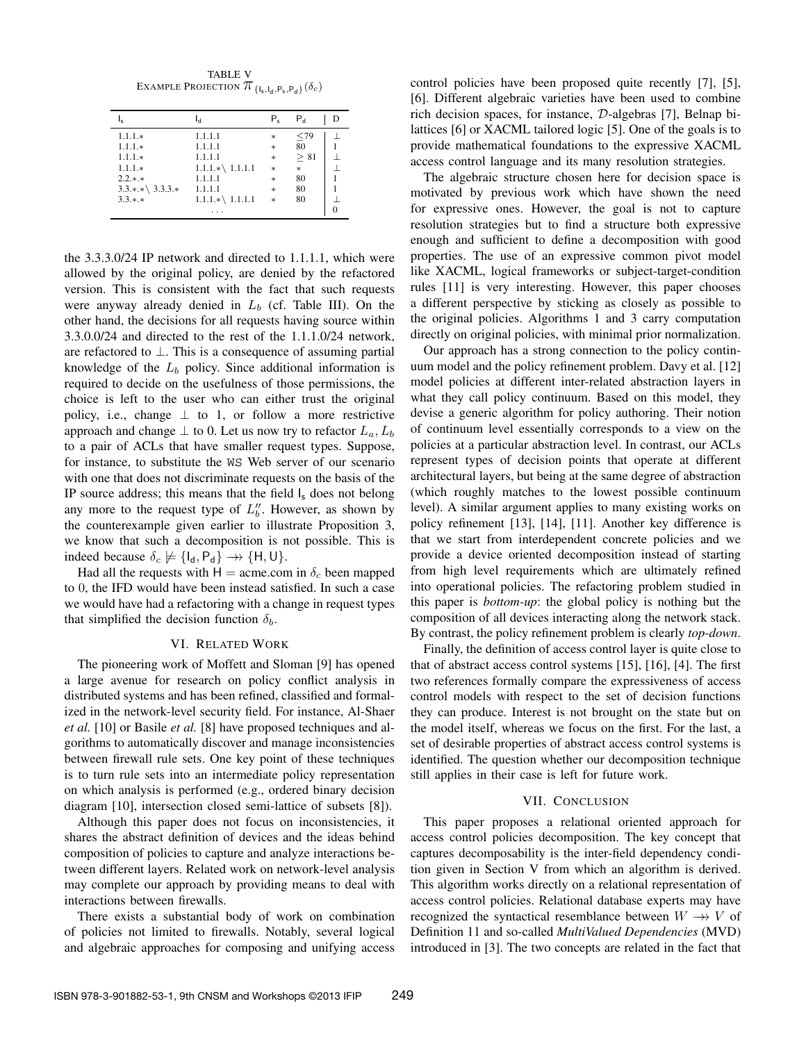TABLE V
EXAMPLE PROJECTION $\pi_{\{\mathsf{l_s},\mathsf{l_d},\mathsf{P_s},\mathsf{P_d}\}}(\delta_c)$

| $\mathsf{l_s}$ | $\mathsf{l_d}$ | $\mathsf{P_s}$ | $\mathsf{P_d}$ | D |
|---|---|---|---|---|
| 1.1.1.* | 1.1.1.1 | * | ≤79 | ⊥ |
| 1.1.1.* | 1.1.1.1 | * | 80 | 1 |
| 1.1.1.* | 1.1.1.1 | * | ≥ 81 | ⊥ |
| 1.1.1.* | 1.1.1.*\ 1.1.1.1 | * | * | ⊥ |
| 2.2.*.* | 1.1.1.1 | * | 80 | 1 |
| 3.3.*.*\ 3.3.3.* | 1.1.1.1 | * | 80 | 1 |
| 3.3.*.* | 1.1.1.*\ 1.1.1.1 | * | 80 | ⊥ |
| | ... | | | 0 |

the 3.3.3.0/24 IP network and directed to 1.1.1.1, which were allowed by the original policy, are denied by the refactored version. This is consistent with the fact that such requests were anyway already denied in $L_b$ (cf. Table III). On the other hand, the decisions for all requests having source within 3.3.0.0/24 and directed to the rest of the 1.1.1.0/24 network, are refactored to $\perp$. This is a consequence of assuming partial knowledge of the $L_b$ policy. Since additional information is required to decide on the usefulness of those permissions, the choice is left to the user who can either trust the original policy, i.e., change $\perp$ to 1, or follow a more restrictive approach and change $\perp$ to 0. Let us now try to refactor $L_a, L_b$ to a pair of ACLs that have smaller request types. Suppose, for instance, to substitute the WS Web server of our scenario with one that does not discriminate requests on the basis of the IP source address; this means that the field $\mathsf{l_s}$ does not belong any more to the request type of $L''_b$. However, as shown by the counterexample given earlier to illustrate Proposition 3, we know that such a decomposition is not possible. This is indeed because $\delta_c \not\models \{\mathsf{l_d}, \mathsf{P_d}\} \twoheadrightarrow \{\mathsf{H}, \mathsf{U}\}$.

Had all the requests with $\mathsf{H} = $ acme.com in $\delta_c$ been mapped to 0, the IFD would have been instead satisfied. In such a case we would have had a refactoring with a change in request types that simplified the decision function $\delta_b$.

## VI. Related Work

The pioneering work of Moffett and Sloman [9] has opened a large avenue for research on policy conflict analysis in distributed systems and has been refined, classified and formalized in the network-level security field. For instance, Al-Shaer *et al.* [10] or Basile *et al.* [8] have proposed techniques and algorithms to automatically discover and manage inconsistencies between firewall rule sets. One key point of these techniques is to turn rule sets into an intermediate policy representation on which analysis is performed (e.g., ordered binary decision diagram [10], intersection closed semi-lattice of subsets [8]).

Although this paper does not focus on inconsistencies, it shares the abstract definition of devices and the ideas behind composition of policies to capture and analyze interactions between different layers. Related work on network-level analysis may complete our approach by providing means to deal with interactions between firewalls.

There exists a substantial body of work on combination of policies not limited to firewalls. Notably, several logical and algebraic approaches for composing and unifying access control policies have been proposed quite recently [7], [5], [6]. Different algebraic varieties have been used to combine rich decision spaces, for instance, $\mathcal{D}$-algebras [7], Belnap bilattices [6] or XACML tailored logic [5]. One of the goals is to provide mathematical foundations to the expressive XACML access control language and its many resolution strategies.

The algebraic structure chosen here for decision space is motivated by previous work which have shown the need for expressive ones. However, the goal is not to capture resolution strategies but to find a structure both expressive enough and sufficient to define a decomposition with good properties. The use of an expressive common pivot model like XACML, logical frameworks or subject-target-condition rules [11] is very interesting. However, this paper chooses a different perspective by sticking as closely as possible to the original policies. Algorithms 1 and 3 carry computation directly on original policies, with minimal prior normalization.

Our approach has a strong connection to the policy continuum model and the policy refinement problem. Davy et al. [12] model policies at different inter-related abstraction layers in what they call policy continuum. Based on this model, they devise a generic algorithm for policy authoring. Their notion of continuum level essentially corresponds to a view on the policies at a particular abstraction level. In contrast, our ACLs represent types of decision points that operate at different architectural layers, but being at the same degree of abstraction (which roughly matches to the lowest possible continuum level). A similar argument applies to many existing works on policy refinement [13], [14], [11]. Another key difference is that we start from interdependent concrete policies and we provide a device oriented decomposition instead of starting from high level requirements which are ultimately refined into operational policies. The refactoring problem studied in this paper is *bottom-up*: the global policy is nothing but the composition of all devices interacting along the network stack. By contrast, the policy refinement problem is clearly *top-down*.

Finally, the definition of access control layer is quite close to that of abstract access control systems [15], [16], [4]. The first two references formally compare the expressiveness of access control models with respect to the set of decision functions they can produce. Interest is not brought on the state but on the model itself, whereas we focus on the first. For the last, a set of desirable properties of abstract access control systems is identified. The question whether our decomposition technique still applies in their case is left for future work.

## VII. Conclusion

This paper proposes a relational oriented approach for access control policies decomposition. The key concept that captures decomposability is the inter-field dependency condition given in Section V from which an algorithm is derived. This algorithm works directly on a relational representation of access control policies. Relational database experts may have recognized the syntactical resemblance between $W \twoheadrightarrow V$ of Definition 11 and so-called *MultiValued Dependencies* (MVD) introduced in [3]. The two concepts are related in the fact that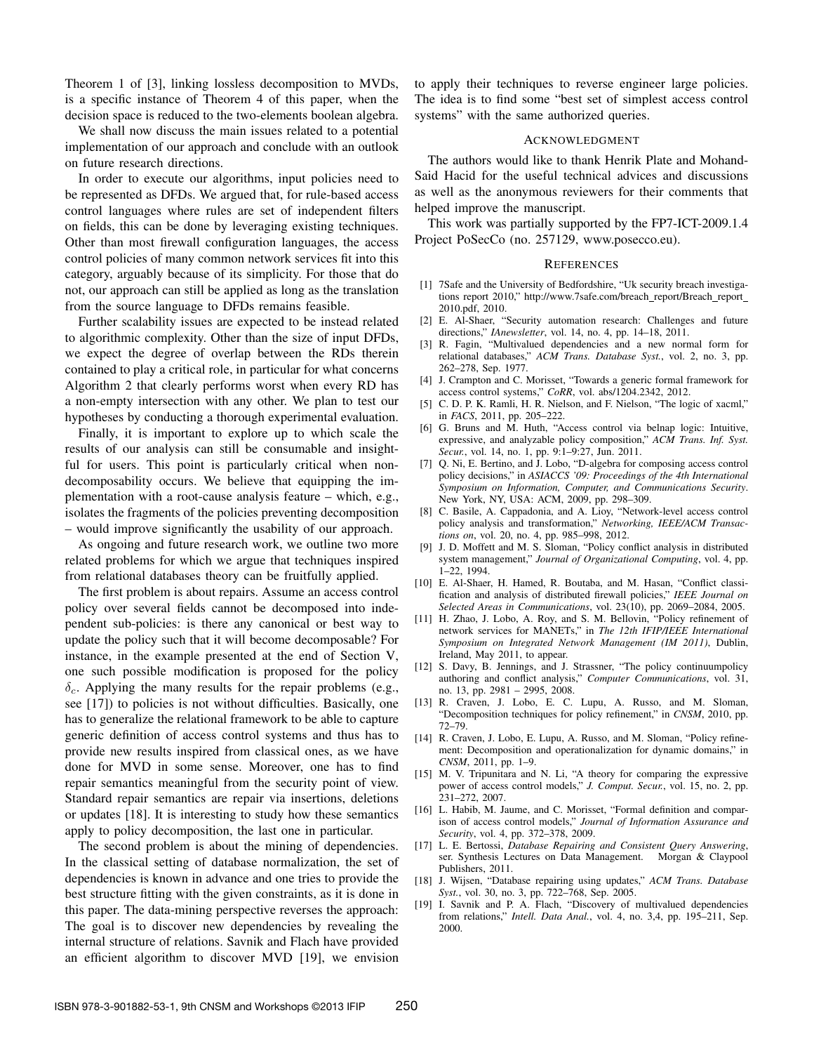Theorem 1 of [3], linking lossless decomposition to MVDs, is a specific instance of Theorem 4 of this paper, when the decision space is reduced to the two-elements boolean algebra.

We shall now discuss the main issues related to a potential implementation of our approach and conclude with an outlook on future research directions.

In order to execute our algorithms, input policies need to be represented as DFDs. We argued that, for rule-based access control languages where rules are set of independent filters on fields, this can be done by leveraging existing techniques. Other than most firewall configuration languages, the access control policies of many common network services fit into this category, arguably because of its simplicity. For those that do not, our approach can still be applied as long as the translation from the source language to DFDs remains feasible.

Further scalability issues are expected to be instead related to algorithmic complexity. Other than the size of input DFDs, we expect the degree of overlap between the RDs therein contained to play a critical role, in particular for what concerns Algorithm 2 that clearly performs worst when every RD has a non-empty intersection with any other. We plan to test our hypotheses by conducting a thorough experimental evaluation.

Finally, it is important to explore up to which scale the results of our analysis can still be consumable and insightful for users. This point is particularly critical when non-decomposability occurs. We believe that equipping the implementation with a root-cause analysis feature – which, e.g., isolates the fragments of the policies preventing decomposition – would improve significantly the usability of our approach.

As ongoing and future research work, we outline two more related problems for which we argue that techniques inspired from relational databases theory can be fruitfully applied.

The first problem is about repairs. Assume an access control policy over several fields cannot be decomposed into independent sub-policies: is there any canonical or best way to update the policy such that it will become decomposable? For instance, in the example presented at the end of Section V, one such possible modification is proposed for the policy $\delta_c$. Applying the many results for the repair problems (e.g., see [17]) to policies is not without difficulties. Basically, one has to generalize the relational framework to be able to capture generic definition of access control systems and thus has to provide new results inspired from classical ones, as we have done for MVD in some sense. Moreover, one has to find repair semantics meaningful from the security point of view. Standard repair semantics are repair via insertions, deletions or updates [18]. It is interesting to study how these semantics apply to policy decomposition, the last one in particular.

The second problem is about the mining of dependencies. In the classical setting of database normalization, the set of dependencies is known in advance and one tries to provide the best structure fitting with the given constraints, as it is done in this paper. The data-mining perspective reverses the approach: The goal is to discover new dependencies by revealing the internal structure of relations. Savnik and Flach have provided an efficient algorithm to discover MVD [19], we envision to apply their techniques to reverse engineer large policies. The idea is to find some "best set of simplest access control systems" with the same authorized queries.

## Acknowledgment

The authors would like to thank Henrik Plate and Mohand-Said Hacid for the useful technical advices and discussions as well as the anonymous reviewers for their comments that helped improve the manuscript.

This work was partially supported by the FP7-ICT-2009.1.4 Project PoSecCo (no. 257129, www.posecco.eu).

## References

[1] 7Safe and the University of Bedfordshire, "Uk security breach investigations report 2010," http://www.7safe.com/breach_report/Breach_report_2010.pdf, 2010.

[2] E. Al-Shaer, "Security automation research: Challenges and future directions," *IAnewsletter*, vol. 14, no. 4, pp. 14–18, 2011.

[3] R. Fagin, "Multivalued dependencies and a new normal form for relational databases," *ACM Trans. Database Syst.*, vol. 2, no. 3, pp. 262–278, Sep. 1977.

[4] J. Crampton and C. Morisset, "Towards a generic formal framework for access control systems," *CoRR*, vol. abs/1204.2342, 2012.

[5] C. D. P. K. Ramli, H. R. Nielson, and F. Nielson, "The logic of xacml," in *FACS*, 2011, pp. 205–222.

[6] G. Bruns and M. Huth, "Access control via belnap logic: Intuitive, expressive, and analyzable policy composition," *ACM Trans. Inf. Syst. Secur.*, vol. 14, no. 1, pp. 9:1–9:27, Jun. 2011.

[7] Q. Ni, E. Bertino, and J. Lobo, "D-algebra for composing access control policy decisions," in *ASIACCS '09: Proceedings of the 4th International Symposium on Information, Computer, and Communications Security*. New York, NY, USA: ACM, 2009, pp. 298–309.

[8] C. Basile, A. Cappadonia, and A. Lioy, "Network-level access control policy analysis and transformation," *Networking, IEEE/ACM Transactions on*, vol. 20, no. 4, pp. 985–998, 2012.

[9] J. D. Moffett and M. S. Sloman, "Policy conflict analysis in distributed system management," *Journal of Organizational Computing*, vol. 4, pp. 1–22, 1994.

[10] E. Al-Shaer, H. Hamed, R. Boutaba, and M. Hasan, "Conflict classification and analysis of distributed firewall policies," *IEEE Journal on Selected Areas in Communications*, vol. 23(10), pp. 2069–2084, 2005.

[11] H. Zhao, J. Lobo, A. Roy, and S. M. Bellovin, "Policy refinement of network services for MANETs," in *The 12th IFIP/IEEE International Symposium on Integrated Network Management (IM 2011)*, Dublin, Ireland, May 2011, to appear.

[12] S. Davy, B. Jennings, and J. Strassner, "The policy continuumpolicy authoring and conflict analysis," *Computer Communications*, vol. 31, no. 13, pp. 2981 – 2995, 2008.

[13] R. Craven, J. Lobo, E. C. Lupu, A. Russo, and M. Sloman, "Decomposition techniques for policy refinement," in *CNSM*, 2010, pp. 72–79.

[14] R. Craven, J. Lobo, E. Lupu, A. Russo, and M. Sloman, "Policy refinement: Decomposition and operationalization for dynamic domains," in *CNSM*, 2011, pp. 1–9.

[15] M. V. Tripunitara and N. Li, "A theory for comparing the expressive power of access control models," *J. Comput. Secur.*, vol. 15, no. 2, pp. 231–272, 2007.

[16] L. Habib, M. Jaume, and C. Morisset, "Formal definition and comparison of access control models," *Journal of Information Assurance and Security*, vol. 4, pp. 372–378, 2009.

[17] L. E. Bertossi, *Database Repairing and Consistent Query Answering*, ser. Synthesis Lectures on Data Management. Morgan & Claypool Publishers, 2011.

[18] J. Wijsen, "Database repairing using updates," *ACM Trans. Database Syst.*, vol. 30, no. 3, pp. 722–768, Sep. 2005.

[19] I. Savnik and P. A. Flach, "Discovery of multivalued dependencies from relations," *Intell. Data Anal.*, vol. 4, no. 3,4, pp. 195–211, Sep. 2000.